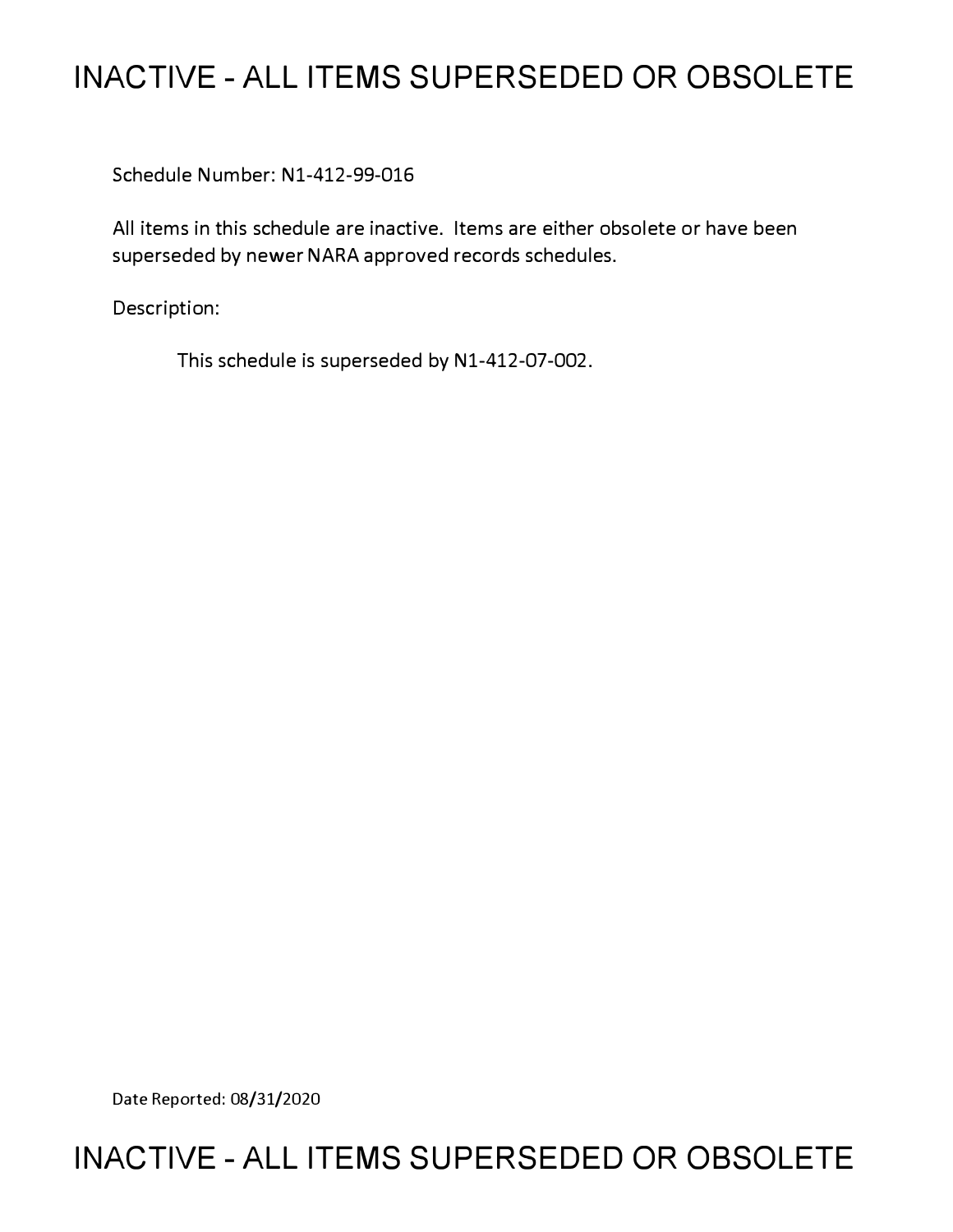# INACTIVE - ALL ITEMS SUPERSEDED OR OBSOLETE

Schedule Number: N1-412-99-016

All items in this schedule are inactive. Items are either obsolete or have been superseded by newer NARA approved records schedules.

Description:

This schedule is superseded by N1-412-07-002.

Date Reported: 08/31/2020

# INACTIVE - ALL ITEMS SUPERSEDED OR OBSOLETE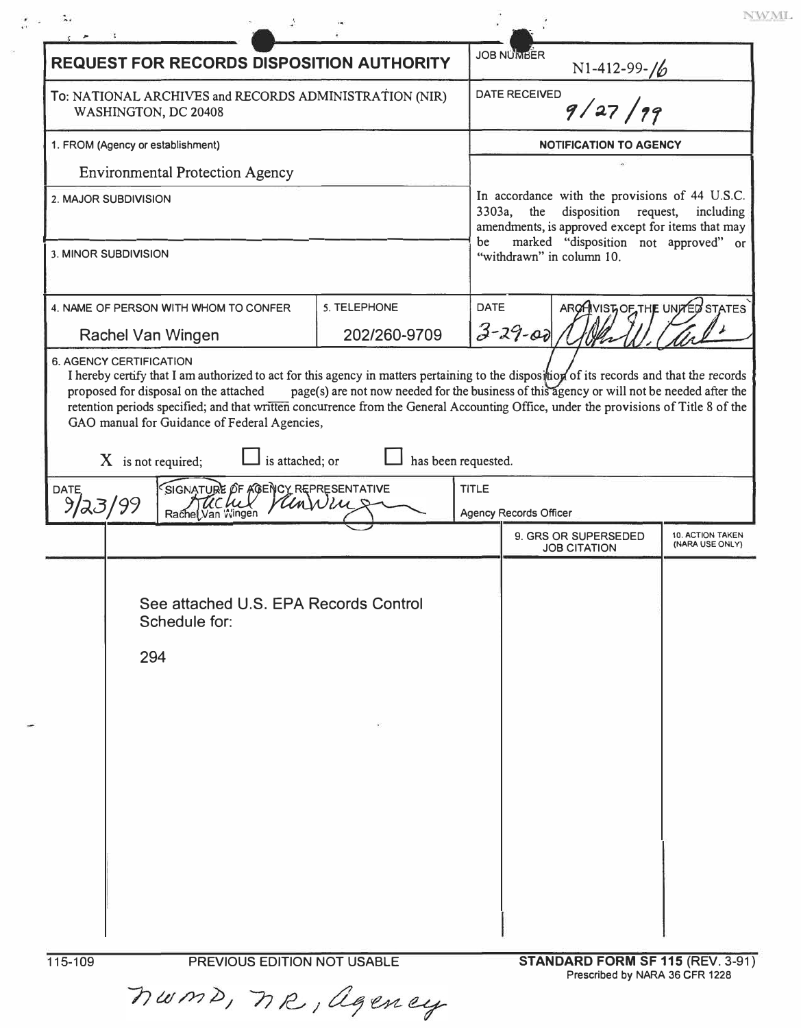NWML

# REQUEST FOR RECORDS DISPOSITION AUTHORITY

| | |
|---|---|
| **REQUEST FOR RECORDS DISPOSITION AUTHORITY** | JOB NUMBER N1-412-99-16 |
| To: NATIONAL ARCHIVES and RECORDS ADMINISTRATION (NIR) WASHINGTON, DC 20408 | DATE RECEIVED 9/27/99 |
| 1. FROM (Agency or establishment) Environmental Protection Agency | **NOTIFICATION TO AGENCY** |
| 2. MAJOR SUBDIVISION | In accordance with the provisions of 44 U.S.C. 3303a, the disposition request, including amendments, is approved except for items that may be marked "disposition not approved" or "withdrawn" in column 10. |
| 3. MINOR SUBDIVISION | |

| 4. NAME OF PERSON WITH WHOM TO CONFER | 5. TELEPHONE | DATE | ARCHIVIST OF THE UNITED STATES |
|---|---|---|---|
| Rachel Van Wingen | 202/260-9709 | 3-29-00 | [signature] |

6. AGENCY CERTIFICATION

I hereby certify that I am authorized to act for this agency in matters pertaining to the disposition of its records and that the records proposed for disposal on the attached ___ page(s) are not now needed for the business of this agency or will not be needed after the retention periods specified; and that written concurrence from the General Accounting Office, under the provisions of Title 8 of the GAO manual for Guidance of Federal Agencies,

X is not required; ☐ is attached; or ☐ has been requested.

| DATE | SIGNATURE OF AGENCY REPRESENTATIVE | TITLE |
|---|---|---|
| 9/23/99 | Rachel Van Wingen | Agency Records Officer |

| | | 9. GRS OR SUPERSEDED JOB CITATION | 10. ACTION TAKEN (NARA USE ONLY) |
|---|---|---|---|
| | See attached U.S. EPA Records Control Schedule for: 294 | | |

115-109 PREVIOUS EDITION NOT USABLE

**STANDARD FORM SF 115** (REV. 3-91)
Prescribed by NARA 36 CFR 1228

NWMD, NR, Agency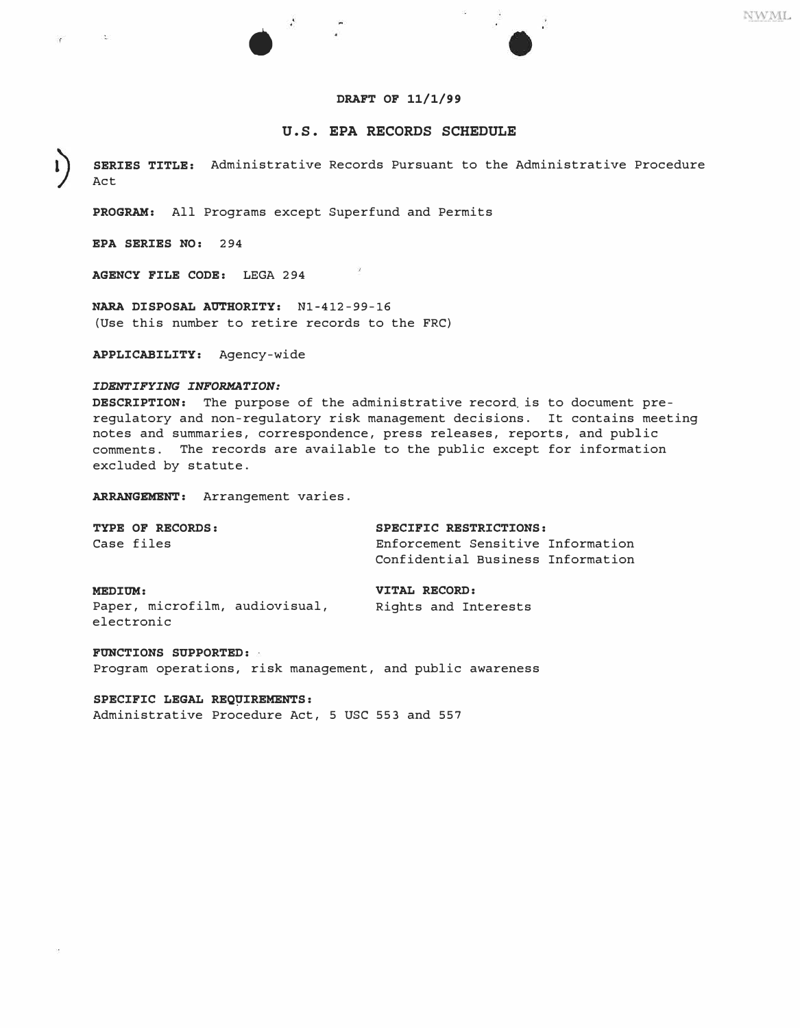**DRAFT OF 11/1/99**

## U.S. EPA RECORDS SCHEDULE

**SERIES TITLE:** Administrative Records Pursuant to the Administrative Procedure Act

**PROGRAM:** All Programs except Superfund and Permits

**EPA SERIES NO:** 294

**AGENCY FILE CODE:** LEGA 294

**NARA DISPOSAL AUTHORITY:** N1-412-99-16
(Use this number to retire records to the FRC)

**APPLICABILITY:** Agency-wide

***IDENTIFYING INFORMATION:***

**DESCRIPTION:** The purpose of the administrative record is to document pre-regulatory and non-regulatory risk management decisions. It contains meeting notes and summaries, correspondence, press releases, reports, and public comments. The records are available to the public except for information excluded by statute.

**ARRANGEMENT:** Arrangement varies.

**TYPE OF RECORDS:**
Case files

**SPECIFIC RESTRICTIONS:**
Enforcement Sensitive Information
Confidential Business Information

**MEDIUM:**
Paper, microfilm, audiovisual, electronic

**VITAL RECORD:**
Rights and Interests

**FUNCTIONS SUPPORTED:**
Program operations, risk management, and public awareness

**SPECIFIC LEGAL REQUIREMENTS:**
Administrative Procedure Act, 5 USC 553 and 557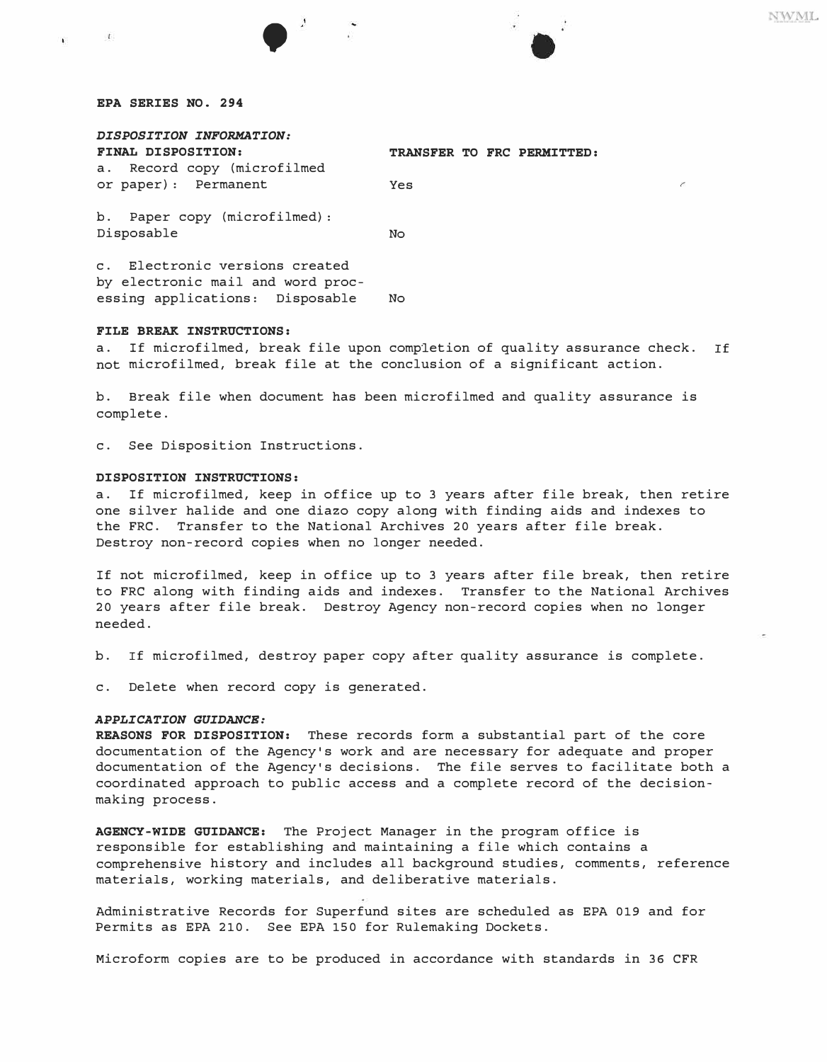**EPA SERIES NO. 294**

***DISPOSITION INFORMATION:***

| **FINAL DISPOSITION:** | **TRANSFER TO FRC PERMITTED:** |
|---|---|
| a. Record copy (microfilmed or paper): Permanent | Yes |
| b. Paper copy (microfilmed): Disposable | No |
| c. Electronic versions created by electronic mail and word processing applications: Disposable | No |

**FILE BREAK INSTRUCTIONS:**

a. If microfilmed, break file upon completion of quality assurance check. If not microfilmed, break file at the conclusion of a significant action.

b. Break file when document has been microfilmed and quality assurance is complete.

c. See Disposition Instructions.

**DISPOSITION INSTRUCTIONS:**

a. If microfilmed, keep in office up to 3 years after file break, then retire one silver halide and one diazo copy along with finding aids and indexes to the FRC. Transfer to the National Archives 20 years after file break. Destroy non-record copies when no longer needed.

If not microfilmed, keep in office up to 3 years after file break, then retire to FRC along with finding aids and indexes. Transfer to the National Archives 20 years after file break. Destroy Agency non-record copies when no longer needed.

b. If microfilmed, destroy paper copy after quality assurance is complete.

c. Delete when record copy is generated.

***APPLICATION GUIDANCE:***

**REASONS FOR DISPOSITION:** These records form a substantial part of the core documentation of the Agency's work and are necessary for adequate and proper documentation of the Agency's decisions. The file serves to facilitate both a coordinated approach to public access and a complete record of the decision-making process.

**AGENCY-WIDE GUIDANCE:** The Project Manager in the program office is responsible for establishing and maintaining a file which contains a comprehensive history and includes all background studies, comments, reference materials, working materials, and deliberative materials.

Administrative Records for Superfund sites are scheduled as EPA 019 and for Permits as EPA 210. See EPA 150 for Rulemaking Dockets.

Microform copies are to be produced in accordance with standards in 36 CFR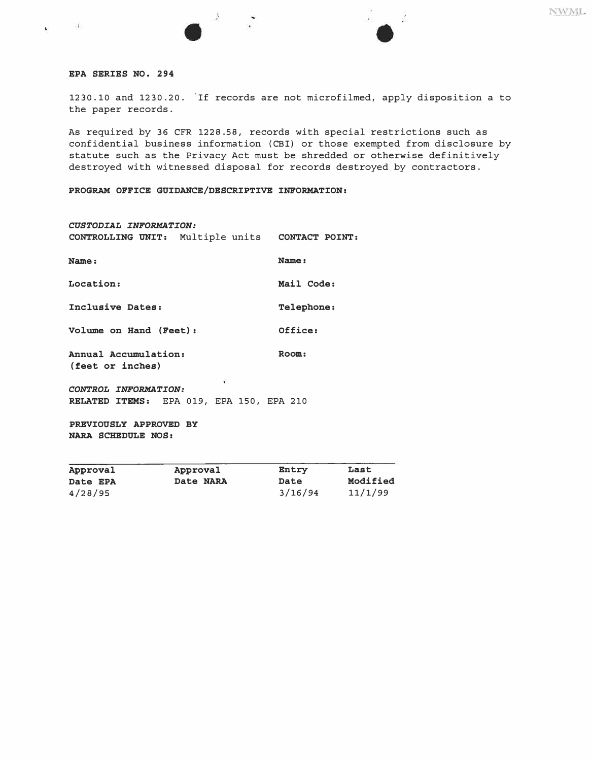**EPA SERIES NO. 294**

1230.10 and 1230.20. If records are not microfilmed, apply disposition a to the paper records.

As required by 36 CFR 1228.58, records with special restrictions such as confidential business information (CBI) or those exempted from disclosure by statute such as the Privacy Act must be shredded or otherwise definitively destroyed with witnessed disposal for records destroyed by contractors.

**PROGRAM OFFICE GUIDANCE/DESCRIPTIVE INFORMATION:**

***CUSTODIAL INFORMATION:***

**CONTROLLING UNIT:** Multiple units

**Name:**

**Location:**

**Inclusive Dates:**

**Volume on Hand (Feet):**

**Annual Accumulation: (feet or inches)**

**CONTACT POINT:**

**Name:**

**Mail Code:**

**Telephone:**

**Office:**

**Room:**

***CONTROL INFORMATION:***

**RELATED ITEMS:** EPA 019, EPA 150, EPA 210

**PREVIOUSLY APPROVED BY NARA SCHEDULE NOS:**

| Approval Date EPA | Approval Date NARA | Entry Date | Last Modified |
|---|---|---|---|
| 4/28/95 | | 3/16/94 | 11/1/99 |